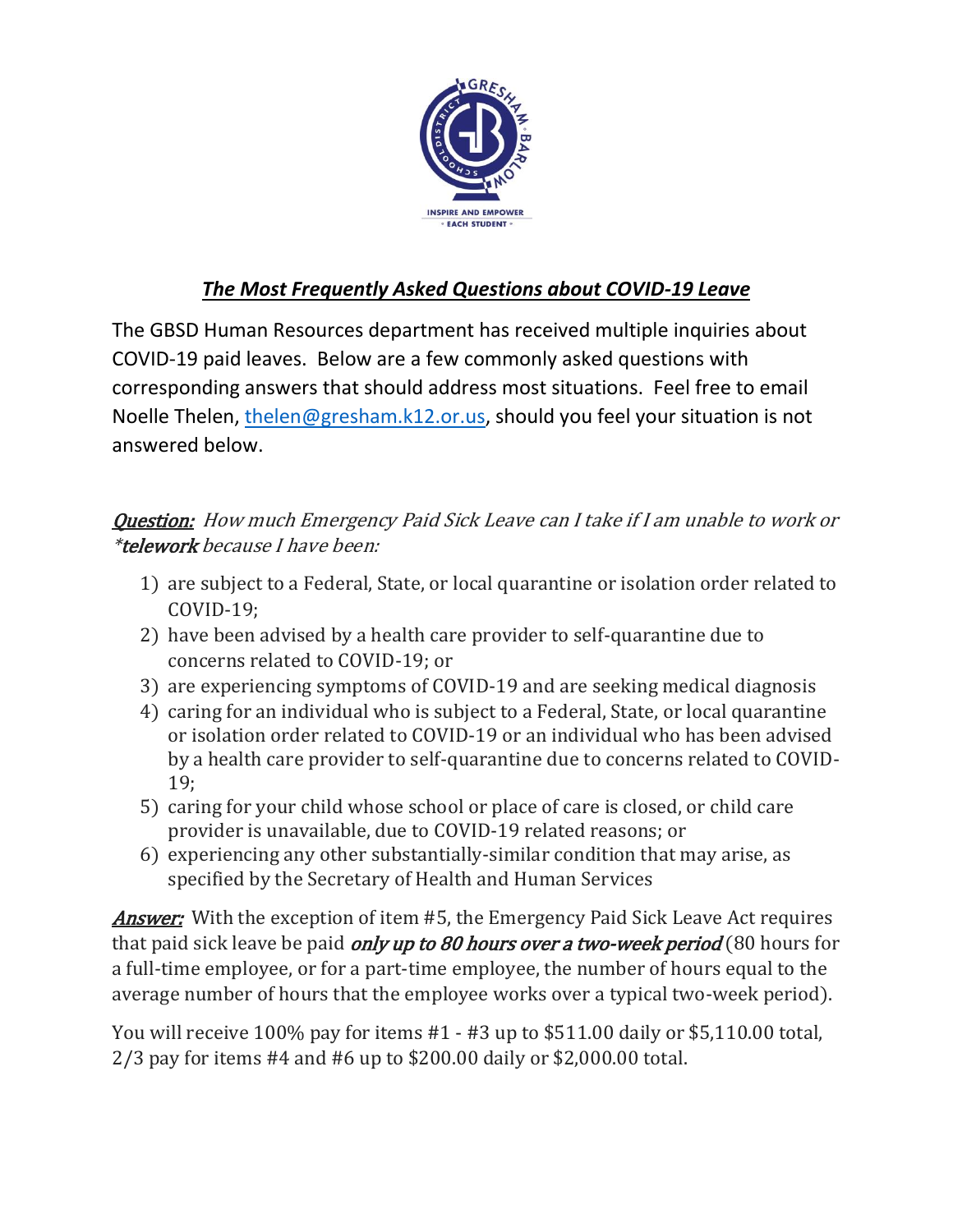# ***The Most Frequently Asked Questions about COVID-19 Leave***

The GBSD Human Resources department has received multiple inquiries about COVID-19 paid leaves. Below are a few commonly asked questions with corresponding answers that should address most situations. Feel free to email Noelle Thelen, [thelen@gresham.k12.or.us](mailto:thelen@gresham.k12.or.us), should you feel your situation is not answered below.

***Question:*** *How much Emergency Paid Sick Leave can I take if I am unable to work or* ****telework*** *because I have been:*

1) are subject to a Federal, State, or local quarantine or isolation order related to COVID-19;
2) have been advised by a health care provider to self-quarantine due to concerns related to COVID-19; or
3) are experiencing symptoms of COVID-19 and are seeking medical diagnosis
4) caring for an individual who is subject to a Federal, State, or local quarantine or isolation order related to COVID-19 or an individual who has been advised by a health care provider to self-quarantine due to concerns related to COVID-19;
5) caring for your child whose school or place of care is closed, or child care provider is unavailable, due to COVID-19 related reasons; or
6) experiencing any other substantially-similar condition that may arise, as specified by the Secretary of Health and Human Services

***Answer:*** With the exception of item #5, the Emergency Paid Sick Leave Act requires that paid sick leave be paid ***only up to 80 hours over a two-week period*** (80 hours for a full-time employee, or for a part-time employee, the number of hours equal to the average number of hours that the employee works over a typical two-week period).

You will receive 100% pay for items #1 - #3 up to $511.00 daily or $5,110.00 total, 2/3 pay for items #4 and #6 up to $200.00 daily or $2,000.00 total.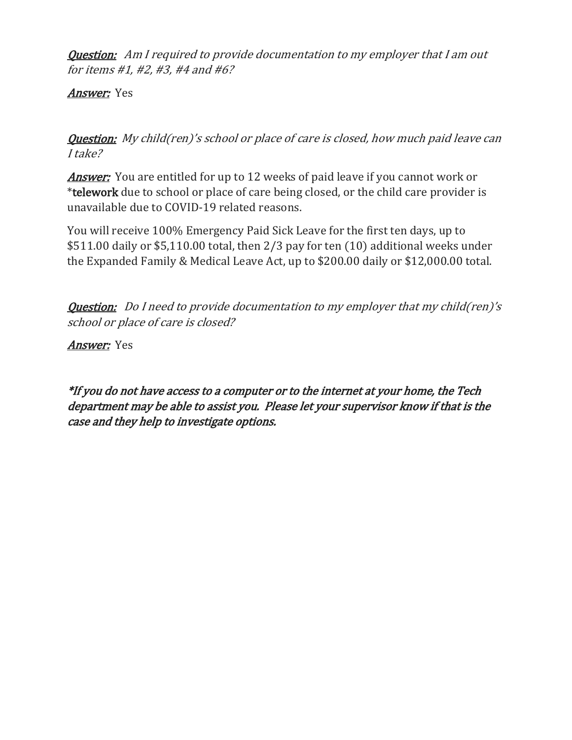***Question:*** *Am I required to provide documentation to my employer that I am out for items #1, #2, #3, #4 and #6?*

***Answer:*** Yes

***Question:*** *My child(ren)'s school or place of care is closed, how much paid leave can I take?*

***Answer:*** You are entitled for up to 12 weeks of paid leave if you cannot work or *telework due to school or place of care being closed, or the child care provider is unavailable due to COVID-19 related reasons.

You will receive 100% Emergency Paid Sick Leave for the first ten days, up to $511.00 daily or $5,110.00 total, then 2/3 pay for ten (10) additional weeks under the Expanded Family & Medical Leave Act, up to $200.00 daily or $12,000.00 total.

***Question:*** *Do I need to provide documentation to my employer that my child(ren)'s school or place of care is closed?*

***Answer:*** Yes

***If you do not have access to a computer or to the internet at your home, the Tech department may be able to assist you. Please let your supervisor know if that is the case and they help to investigate options.***